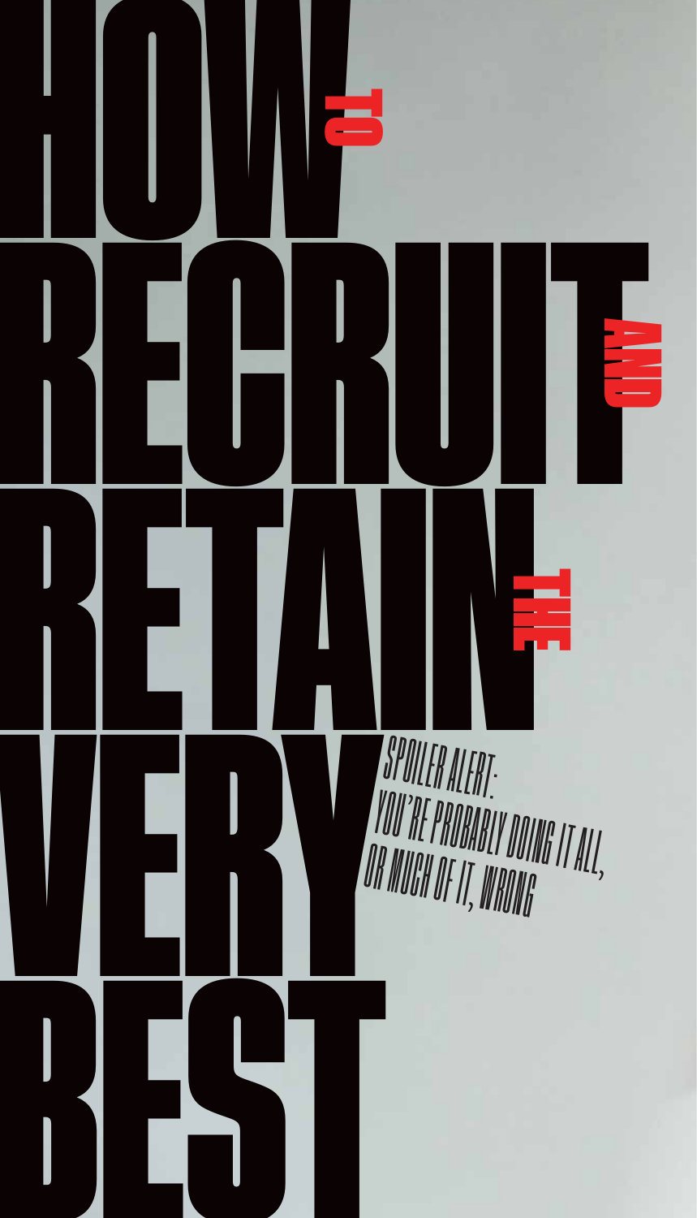# HOW TO RECRUIT AND RETAIN THE VERY BEST

*SPOILER ALERT: YOU'RE PROBABLY DOING IT ALL, OR MUCH OF IT, WRONG*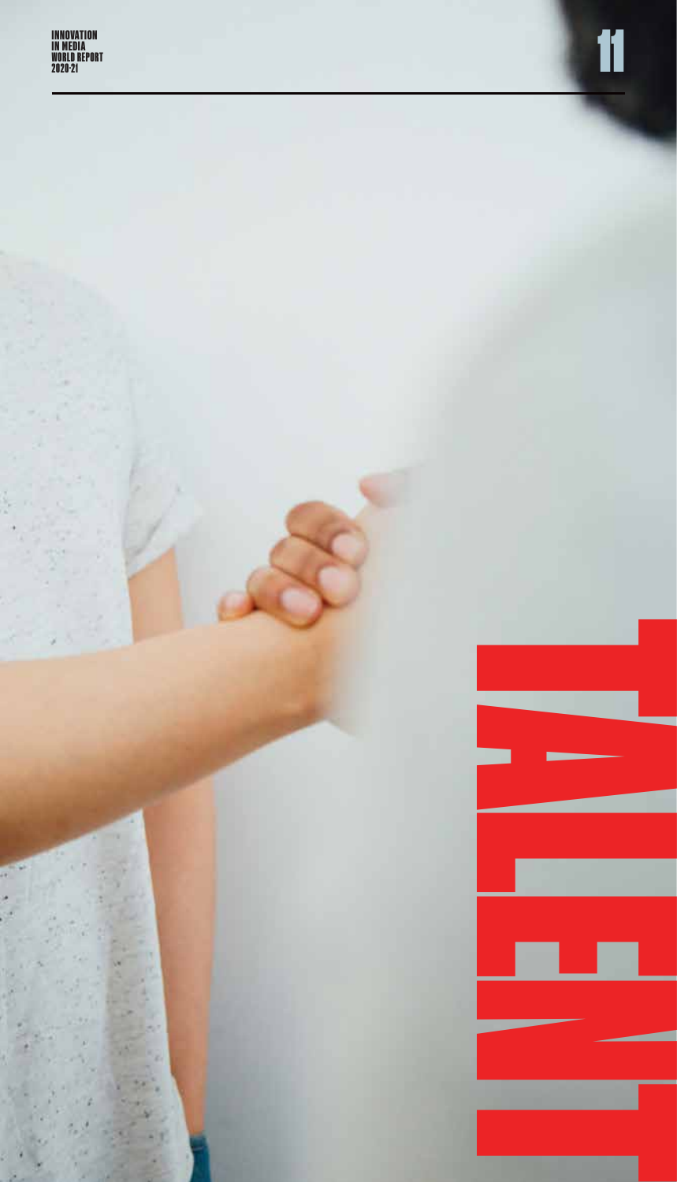# TALENT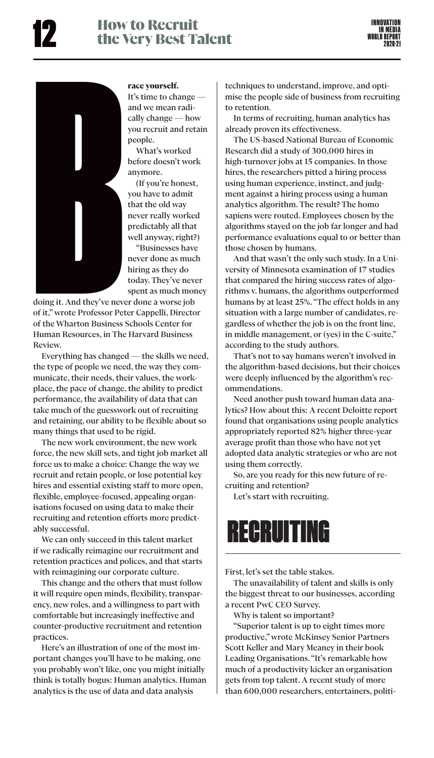# How to Recruit the Very Best Talent

**Brace yourself.** It's time to change — and we mean radically change — how you recruit and retain people.

What's worked before doesn't work anymore.

(If you're honest, you have to admit that the old way never really worked predictably all that well anyway, right?)

"Businesses have never done as much hiring as they do today. They've never spent as much money doing it. And they've never done a worse job of it," wrote Professor Peter Cappelli, Director of the Wharton Business Schools Center for Human Resources, in The Harvard Business Review.

Everything has changed — the skills we need, the type of people we need, the way they communicate, their needs, their values, the workplace, the pace of change, the ability to predict performance, the availability of data that can take much of the guesswork out of recruiting and retaining, our ability to be flexible about so many things that used to be rigid.

The new work environment, the new work force, the new skill sets, and tight job market all force us to make a choice: Change the way we recruit and retain people, or lose potential key hires and essential existing staff to more open, flexible, employee-focused, appealing organisations focused on using data to make their recruiting and retention efforts more predictably successful.

We can only succeed in this talent market if we radically reimagine our recruitment and retention practices and polices, and that starts with reimagining our corporate culture.

This change and the others that must follow it will require open minds, flexibility, transparency, new roles, and a willingness to part with comfortable but increasingly ineffective and counter-productive recruitment and retention practices.

Here's an illustration of one of the most important changes you'll have to be making, one you probably won't like, one you might initially think is totally bogus: Human analytics. Human analytics is the use of data and data analysis techniques to understand, improve, and optimise the people side of business from recruiting to retention.

In terms of recruiting, human analytics has already proven its effectiveness.

The US-based National Bureau of Economic Research did a study of 300,000 hires in high-turnover jobs at 15 companies. In those hires, the researchers pitted a hiring process using human experience, instinct, and judgment against a hiring process using a human analytics algorithm. The result? The homo sapiens were routed. Employees chosen by the algorithms stayed on the job far longer and had performance evaluations equal to or better than those chosen by humans.

And that wasn't the only such study. In a University of Minnesota examination of 17 studies that compared the hiring success rates of algorithms v. humans, the algorithms outperformed humans by at least 25%. "The effect holds in any situation with a large number of candidates, regardless of whether the job is on the front line, in middle management, or (yes) in the C-suite," according to the study authors.

That's not to say humans weren't involved in the algorithm-based decisions, but their choices were deeply influenced by the algorithm's recommendations.

Need another push toward human data analytics? How about this: A recent Deloitte report found that organisations using people analytics appropriately reported 82% higher three-year average profit than those who have not yet adopted data analytic strategies or who are not using them correctly.

So, are you ready for this new future of recruiting and retention?

Let's start with recruiting.

## RECRUITING

First, let's set the table stakes.

The unavailability of talent and skills is only the biggest threat to our businesses, according a recent PwC CEO Survey.

Why is talent so important?

"Superior talent is up to eight times more productive," wrote McKinsey Senior Partners Scott Keller and Mary Meaney in their book Leading Organisations. "It's remarkable how much of a productivity kicker an organisation gets from top talent. A recent study of more than 600,000 researchers, entertainers, politi-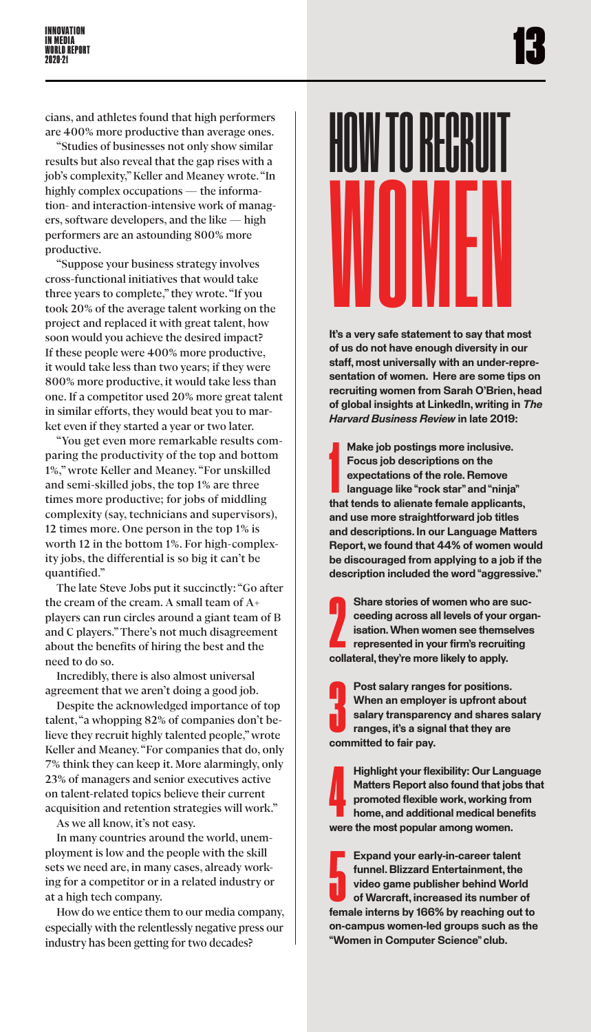cians, and athletes found that high performers are 400% more productive than average ones.

"Studies of businesses not only show similar results but also reveal that the gap rises with a job's complexity," Keller and Meaney wrote. "In highly complex occupations — the information- and interaction-intensive work of managers, software developers, and the like — high performers are an astounding 800% more productive.

"Suppose your business strategy involves cross-functional initiatives that would take three years to complete," they wrote. "If you took 20% of the average talent working on the project and replaced it with great talent, how soon would you achieve the desired impact? If these people were 400% more productive, it would take less than two years; if they were 800% more productive, it would take less than one. If a competitor used 20% more great talent in similar efforts, they would beat you to market even if they started a year or two later.

"You get even more remarkable results comparing the productivity of the top and bottom 1%," wrote Keller and Meaney. "For unskilled and semi-skilled jobs, the top 1% are three times more productive; for jobs of middling complexity (say, technicians and supervisors), 12 times more. One person in the top 1% is worth 12 in the bottom 1%. For high-complexity jobs, the differential is so big it can't be quantified."

The late Steve Jobs put it succinctly: "Go after the cream of the cream. A small team of A+ players can run circles around a giant team of B and C players." There's not much disagreement about the benefits of hiring the best and the need to do so.

Incredibly, there is also almost universal agreement that we aren't doing a good job.

Despite the acknowledged importance of top talent, "a whopping 82% of companies don't believe they recruit highly talented people," wrote Keller and Meaney. "For companies that do, only 7% think they can keep it. More alarmingly, only 23% of managers and senior executives active on talent-related topics believe their current acquisition and retention strategies will work."

As we all know, it's not easy.

In many countries around the world, unemployment is low and the people with the skill sets we need are, in many cases, already working for a competitor or in a related industry or at a high tech company.

How do we entice them to our media company, especially with the relentlessly negative press our industry has been getting for two decades?

# HOW TO RECRUIT WOMEN

**It's a very safe statement to say that most of us do not have enough diversity in our staff, most universally with an under-representation of women. Here are some tips on recruiting women from Sarah O'Brien, head of global insights at LinkedIn, writing in *The Harvard Business Review* in late 2019:**

**1** **Make job postings more inclusive. Focus job descriptions on the expectations of the role. Remove language like "rock star" and "ninja" that tends to alienate female applicants, and use more straightforward job titles and descriptions. In our Language Matters Report, we found that 44% of women would be discouraged from applying to a job if the description included the word "aggressive."**

**2** **Share stories of women who are succeeding across all levels of your organisation. When women see themselves represented in your firm's recruiting collateral, they're more likely to apply.**

**3** **Post salary ranges for positions. When an employer is upfront about salary transparency and shares salary ranges, it's a signal that they are committed to fair pay.**

**4** **Highlight your flexibility: Our Language Matters Report also found that jobs that promoted flexible work, working from home, and additional medical benefits were the most popular among women.**

**5** **Expand your early-in-career talent funnel. Blizzard Entertainment, the video game publisher behind World of Warcraft, increased its number of female interns by 166% by reaching out to on-campus women-led groups such as the "Women in Computer Science" club.**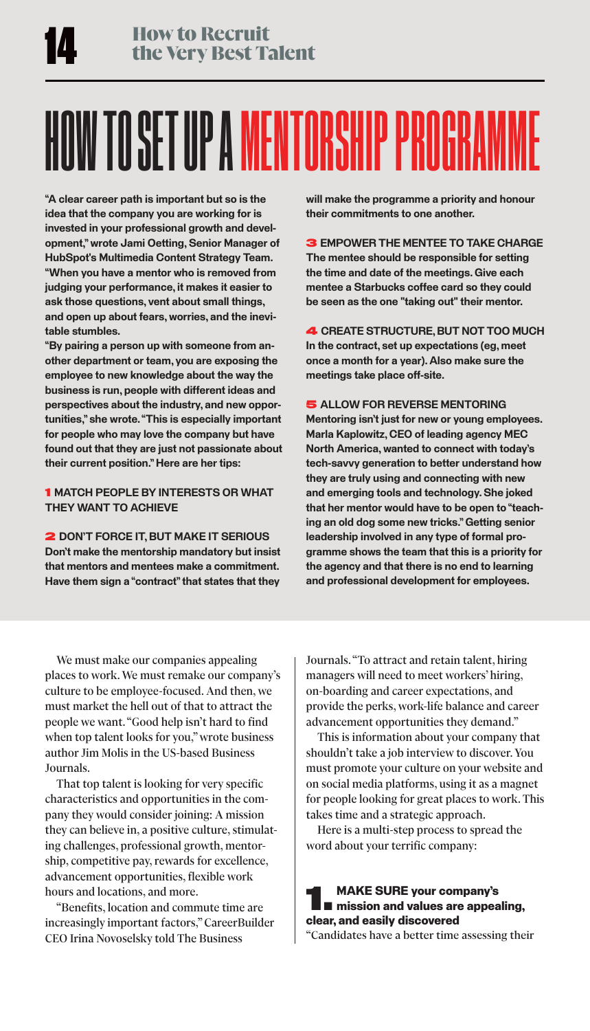# HOW TO SET UP A MENTORSHIP PROGRAMME

**"A clear career path is important but so is the idea that the company you are working for is invested in your professional growth and development," wrote Jami Oetting, Senior Manager of HubSpot's Multimedia Content Strategy Team. "When you have a mentor who is removed from judging your performance, it makes it easier to ask those questions, vent about small things, and open up about fears, worries, and the inevitable stumbles.**

**"By pairing a person up with someone from another department or team, you are exposing the employee to new knowledge about the way the business is run, people with different ideas and perspectives about the industry, and new opportunities," she wrote. "This is especially important for people who may love the company but have found out that they are just not passionate about their current position." Here are her tips:**

**1 MATCH PEOPLE BY INTERESTS OR WHAT THEY WANT TO ACHIEVE**

**2 DON'T FORCE IT, BUT MAKE IT SERIOUS**
**Don't make the mentorship mandatory but insist that mentors and mentees make a commitment. Have them sign a "contract" that states that they will make the programme a priority and honour their commitments to one another.**

**3 EMPOWER THE MENTEE TO TAKE CHARGE**
**The mentee should be responsible for setting the time and date of the meetings. Give each mentee a Starbucks coffee card so they could be seen as the one "taking out" their mentor.**

**4 CREATE STRUCTURE, BUT NOT TOO MUCH**
**In the contract, set up expectations (eg, meet once a month for a year). Also make sure the meetings take place off-site.**

**5 ALLOW FOR REVERSE MENTORING**
**Mentoring isn't just for new or young employees. Marla Kaplowitz, CEO of leading agency MEC North America, wanted to connect with today's tech-savvy generation to better understand how they are truly using and connecting with new and emerging tools and technology. She joked that her mentor would have to be open to "teaching an old dog some new tricks." Getting senior leadership involved in any type of formal programme shows the team that this is a priority for the agency and that there is no end to learning and professional development for employees.**

We must make our companies appealing places to work. We must remake our company's culture to be employee-focused. And then, we must market the hell out of that to attract the people we want. "Good help isn't hard to find when top talent looks for you," wrote business author Jim Molis in the US-based Business Journals.

That top talent is looking for very specific characteristics and opportunities in the company they would consider joining: A mission they can believe in, a positive culture, stimulating challenges, professional growth, mentorship, competitive pay, rewards for excellence, advancement opportunities, flexible work hours and locations, and more.

"Benefits, location and commute time are increasingly important factors," CareerBuilder CEO Irina Novoselsky told The Business Journals. "To attract and retain talent, hiring managers will need to meet workers' hiring, on-boarding and career expectations, and provide the perks, work-life balance and career advancement opportunities they demand."

This is information about your company that shouldn't take a job interview to discover. You must promote your culture on your website and on social media platforms, using it as a magnet for people looking for great places to work. This takes time and a strategic approach.

Here is a multi-step process to spread the word about your terrific company:

### 1. MAKE SURE your company's mission and values are appealing, clear, and easily discovered

"Candidates have a better time assessing their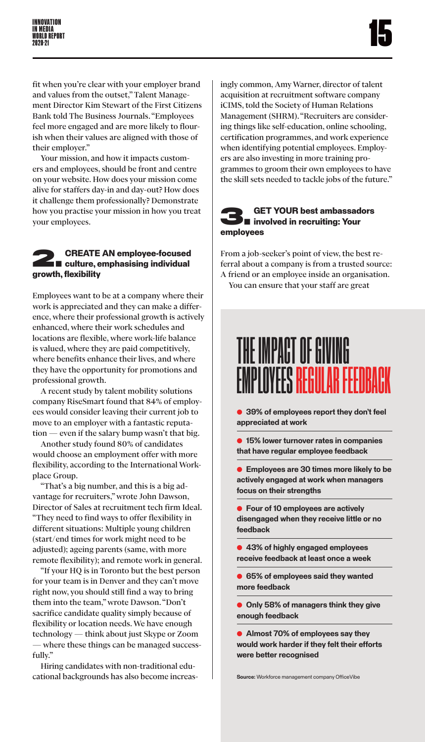fit when you're clear with your employer brand and values from the outset," Talent Management Director Kim Stewart of the First Citizens Bank told The Business Journals. "Employees feel more engaged and are more likely to flourish when their values are aligned with those of their employer."

Your mission, and how it impacts customers and employees, should be front and centre on your website. How does your mission come alive for staffers day-in and day-out? How does it challenge them professionally? Demonstrate how you practise your mission in how you treat your employees.

## 2. CREATE AN employee-focused culture, emphasising individual growth, flexibility

Employees want to be at a company where their work is appreciated and they can make a difference, where their professional growth is actively enhanced, where their work schedules and locations are flexible, where work-life balance is valued, where they are paid competitively, where benefits enhance their lives, and where they have the opportunity for promotions and professional growth.

A recent study by talent mobility solutions company RiseSmart found that 84% of employees would consider leaving their current job to move to an employer with a fantastic reputation — even if the salary bump wasn't that big.

Another study found 80% of candidates would choose an employment offer with more flexibility, according to the International Workplace Group.

"That's a big number, and this is a big advantage for recruiters," wrote John Dawson, Director of Sales at recruitment tech firm Ideal. "They need to find ways to offer flexibility in different situations: Multiple young children (start/end times for work might need to be adjusted); ageing parents (same, with more remote flexibility); and remote work in general.

"If your HQ is in Toronto but the best person for your team is in Denver and they can't move right now, you should still find a way to bring them into the team," wrote Dawson. "Don't sacrifice candidate quality simply because of flexibility or location needs. We have enough technology — think about just Skype or Zoom — where these things can be managed successfully."

Hiring candidates with non-traditional educational backgrounds has also become increasingly common, Amy Warner, director of talent acquisition at recruitment software company iCIMS, told the Society of Human Relations Management (SHRM). "Recruiters are considering things like self-education, online schooling, certification programmes, and work experience when identifying potential employees. Employers are also investing in more training programmes to groom their own employees to have the skill sets needed to tackle jobs of the future."

## 3. GET YOUR best ambassadors involved in recruiting: Your employees

From a job-seeker's point of view, the best referral about a company is from a trusted source: A friend or an employee inside an organisation.

You can ensure that your staff are great

## THE IMPACT OF GIVING EMPLOYEES REGULAR FEEDBACK

- 39% of employees report they don't feel appreciated at work
- 15% lower turnover rates in companies that have regular employee feedback
- Employees are 30 times more likely to be actively engaged at work when managers focus on their strengths
- Four of 10 employees are actively disengaged when they receive little or no feedback
- 43% of highly engaged employees receive feedback at least once a week
- 65% of employees said they wanted more feedback
- Only 58% of managers think they give enough feedback
- Almost 70% of employees say they would work harder if they felt their efforts were better recognised

**Source:** Workforce management company OfficeVibe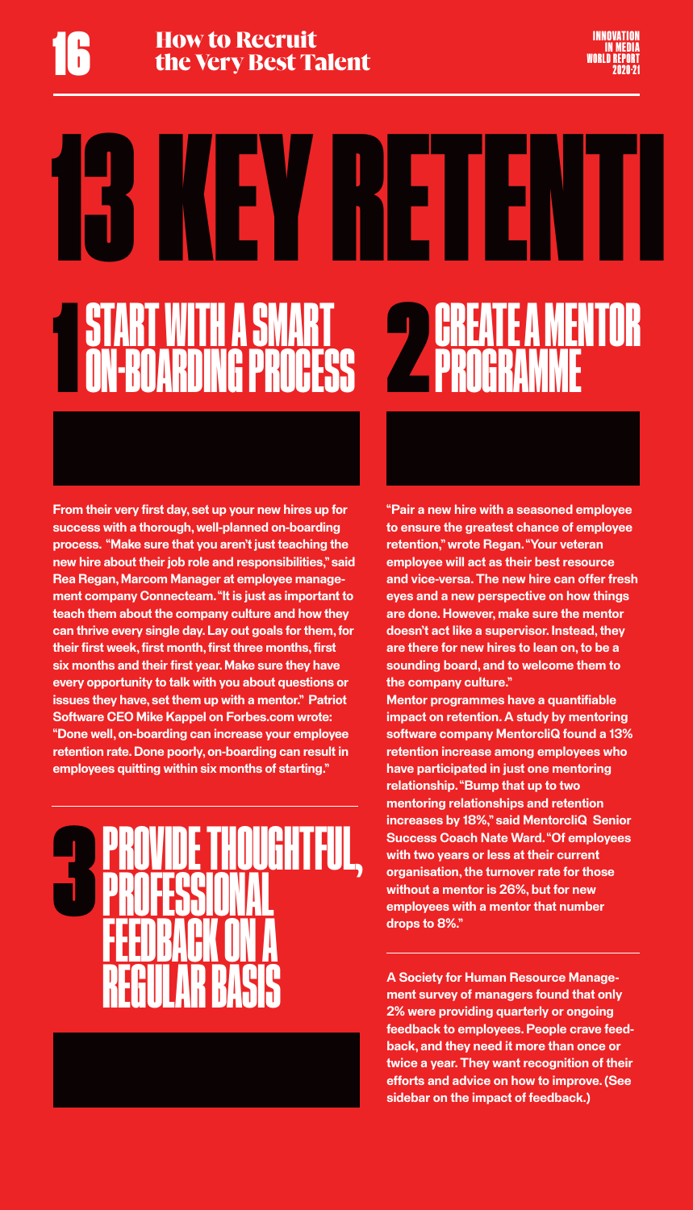# 13 KEY RETENTI

## 1 START WITH A SMART ON-BOARDING PROCESS

From their very first day, set up your new hires up for success with a thorough, well-planned on-boarding process. "Make sure that you aren't just teaching the new hire about their job role and responsibilities," said Rea Regan, Marcom Manager at employee management company Connecteam. "It is just as important to teach them about the company culture and how they can thrive every single day. Lay out goals for them, for their first week, first month, first three months, first six months and their first year. Make sure they have every opportunity to talk with you about questions or issues they have, set them up with a mentor." Patriot Software CEO Mike Kappel on Forbes.com wrote: "Done well, on-boarding can increase your employee retention rate. Done poorly, on-boarding can result in employees quitting within six months of starting."

## 2 CREATE A MENTOR PROGRAMME

"Pair a new hire with a seasoned employee to ensure the greatest chance of employee retention," wrote Regan. "Your veteran employee will act as their best resource and vice-versa. The new hire can offer fresh eyes and a new perspective on how things are done. However, make sure the mentor doesn't act like a supervisor. Instead, they are there for new hires to lean on, to be a sounding board, and to welcome them to the company culture."

Mentor programmes have a quantifiable impact on retention. A study by mentoring software company MentorcliQ found a 13% retention increase among employees who have participated in just one mentoring relationship. "Bump that up to two mentoring relationships and retention increases by 18%," said MentorcliQ Senior Success Coach Nate Ward. "Of employees with two years or less at their current organisation, the turnover rate for those without a mentor is 26%, but for new employees with a mentor that number drops to 8%."

## 3 PROVIDE THOUGHTFUL, PROFESSIONAL FEEDBACK ON A REGULAR BASIS

A Society for Human Resource Management survey of managers found that only 2% were providing quarterly or ongoing feedback to employees. People crave feedback, and they need it more than once or twice a year. They want recognition of their efforts and advice on how to improve. (See sidebar on the impact of feedback.)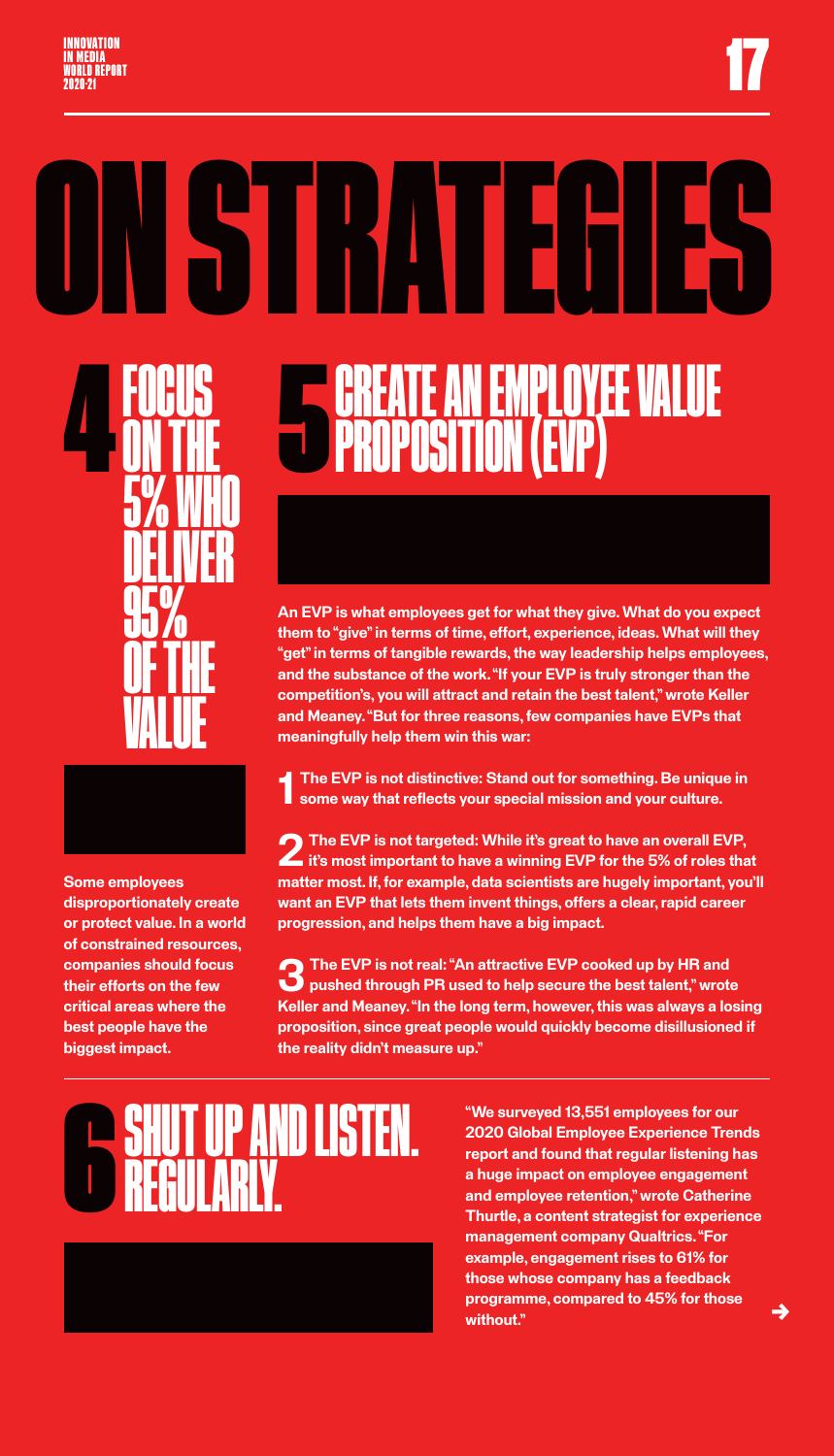# ON STRATEGIES

## 4 FOCUS ON THE 5% WHO DELIVER 95% OF THE VALUE

**Some employees disproportionately create or protect value. In a world of constrained resources, companies should focus their efforts on the few critical areas where the best people have the biggest impact.**

## 5 CREATE AN EMPLOYEE VALUE PROPOSITION (EVP)

**An EVP is what employees get for what they give. What do you expect them to "give" in terms of time, effort, experience, ideas. What will they "get" in terms of tangible rewards, the way leadership helps employees, and the substance of the work. "If your EVP is truly stronger than the competition's, you will attract and retain the best talent," wrote Keller and Meaney. "But for three reasons, few companies have EVPs that meaningfully help them win this war:**

**1 The EVP is not distinctive: Stand out for something. Be unique in some way that reflects your special mission and your culture.**

**2 The EVP is not targeted: While it's great to have an overall EVP, it's most important to have a winning EVP for the 5% of roles that matter most. If, for example, data scientists are hugely important, you'll want an EVP that lets them invent things, offers a clear, rapid career progression, and helps them have a big impact.**

**3 The EVP is not real: "An attractive EVP cooked up by HR and pushed through PR used to help secure the best talent," wrote Keller and Meaney. "In the long term, however, this was always a losing proposition, since great people would quickly become disillusioned if the reality didn't measure up."**

## 6 SHUT UP AND LISTEN. REGULARLY.

**"We surveyed 13,551 employees for our 2020 Global Employee Experience Trends report and found that regular listening has a huge impact on employee engagement and employee retention," wrote Catherine Thurtle, a content strategist for experience management company Qualtrics. "For example, engagement rises to 61% for those whose company has a feedback programme, compared to 45% for those without."**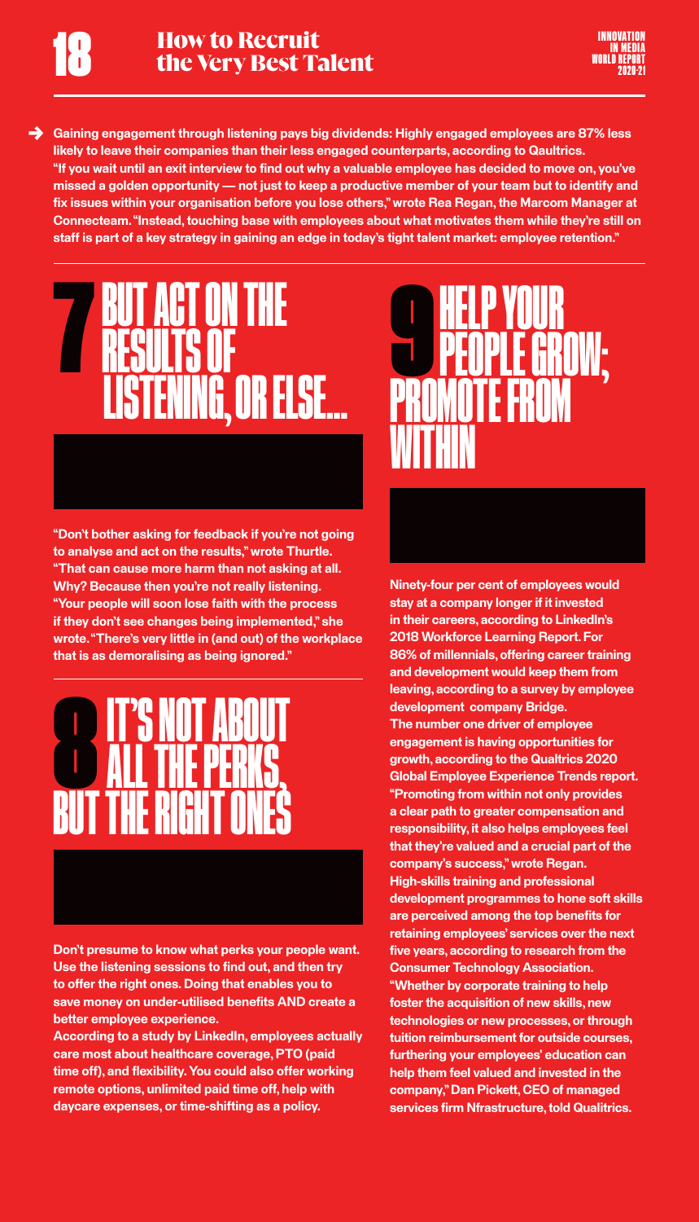Gaining engagement through listening pays big dividends: Highly engaged employees are 87% less likely to leave their companies than their less engaged counterparts, according to Qaultrics. "If you wait until an exit interview to find out why a valuable employee has decided to move on, you've missed a golden opportunity — not just to keep a productive member of your team but to identify and fix issues within your organisation before you lose others," wrote Rea Regan, the Marcom Manager at Connecteam. "Instead, touching base with employees about what motivates them while they're still on staff is part of a key strategy in gaining an edge in today's tight talent market: employee retention."

## 7 BUT ACT ON THE RESULTS OF LISTENING, OR ELSE...

"Don't bother asking for feedback if you're not going to analyse and act on the results," wrote Thurtle. "That can cause more harm than not asking at all. Why? Because then you're not really listening. "Your people will soon lose faith with the process if they don't see changes being implemented," she wrote. "There's very little in (and out) of the workplace that is as demoralising as being ignored."

## 8 IT'S NOT ABOUT ALL THE PERKS, BUT THE RIGHT ONES

Don't presume to know what perks your people want. Use the listening sessions to find out, and then try to offer the right ones. Doing that enables you to save money on under-utilised benefits AND create a better employee experience.

According to a study by LinkedIn, employees actually care most about healthcare coverage, PTO (paid time off), and flexibility. You could also offer working remote options, unlimited paid time off, help with daycare expenses, or time-shifting as a policy.

## 9 HELP YOUR PEOPLE GROW; PROMOTE FROM WITHIN

Ninety-four per cent of employees would stay at a company longer if it invested in their careers, according to LinkedIn's 2018 Workforce Learning Report. For 86% of millennials, offering career training and development would keep them from leaving, according to a survey by employee development company Bridge.

The number one driver of employee engagement is having opportunities for growth, according to the Qualtrics 2020 Global Employee Experience Trends report. "Promoting from within not only provides a clear path to greater compensation and responsibility, it also helps employees feel that they're valued and a crucial part of the company's success," wrote Regan.

High-skills training and professional development programmes to hone soft skills are perceived among the top benefits for retaining employees' services over the next five years, according to research from the Consumer Technology Association.

"Whether by corporate training to help foster the acquisition of new skills, new technologies or new processes, or through tuition reimbursement for outside courses, furthering your employees' education can help them feel valued and invested in the company," Dan Pickett, CEO of managed services firm Nfrastructure, told Qualitrics.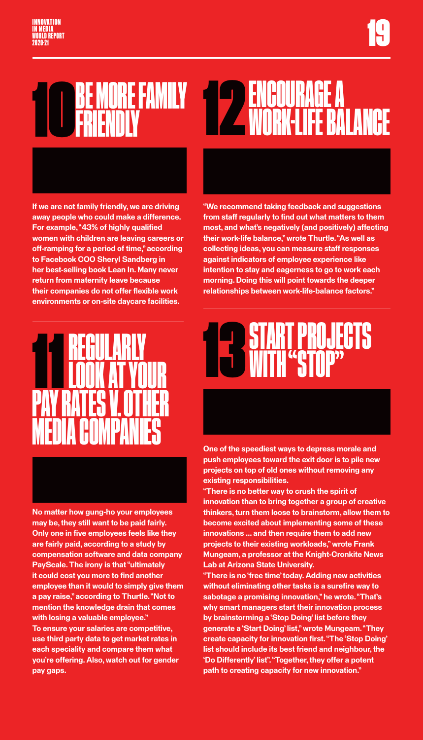## 10 BE MORE FAMILY FRIENDLY

If we are not family friendly, we are driving away people who could make a difference. For example, "43% of highly qualified women with children are leaving careers or off-ramping for a period of time," according to Facebook COO Sheryl Sandberg in her best-selling book Lean In. Many never return from maternity leave because their companies do not offer flexible work environments or on-site daycare facilities.

## 11 REGULARLY LOOK AT YOUR PAY RATES V. OTHER MEDIA COMPANIES

No matter how gung-ho your employees may be, they still want to be paid fairly. Only one in five employees feels like they are fairly paid, according to a study by compensation software and data company PayScale. The irony is that "ultimately it could cost you more to find another employee than it would to simply give them a pay raise," according to Thurtle. "Not to mention the knowledge drain that comes with losing a valuable employee."

To ensure your salaries are competitive, use third party data to get market rates in each speciality and compare them what you're offering. Also, watch out for gender pay gaps.

## 12 ENCOURAGE A WORK-LIFE BALANCE

"We recommend taking feedback and suggestions from staff regularly to find out what matters to them most, and what's negatively (and positively) affecting their work-life balance," wrote Thurtle. "As well as collecting ideas, you can measure staff responses against indicators of employee experience like intention to stay and eagerness to go to work each morning. Doing this will point towards the deeper relationships between work-life-balance factors."

## 13 START PROJECTS WITH "STOP"

One of the speediest ways to depress morale and push employees toward the exit door is to pile new projects on top of old ones without removing any existing responsibilities.

"There is no better way to crush the spirit of innovation than to bring together a group of creative thinkers, turn them loose to brainstorm, allow them to become excited about implementing some of these innovations ... and then require them to add new projects to their existing workloads," wrote Frank Mungeam, a professor at the Knight-Cronkite News Lab at Arizona State University.

"There is no 'free time' today. Adding new activities without eliminating other tasks is a surefire way to sabotage a promising innovation," he wrote. "That's why smart managers start their innovation process by brainstorming a 'Stop Doing' list before they generate a 'Start Doing' list," wrote Mungeam. "They create capacity for innovation first. "The 'Stop Doing' list should include its best friend and neighbour, the 'Do Differently' list". "Together, they offer a potent path to creating capacity for new innovation."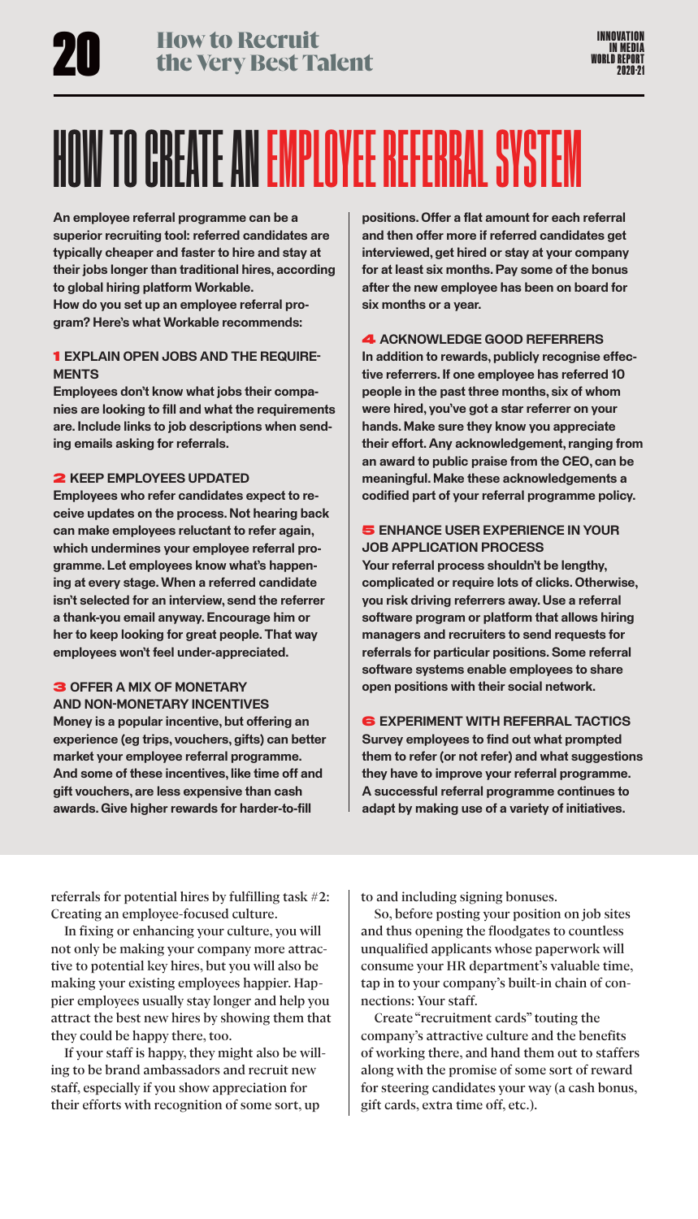# HOW TO CREATE AN EMPLOYEE REFERRAL SYSTEM

**An employee referral programme can be a superior recruiting tool: referred candidates are typically cheaper and faster to hire and stay at their jobs longer than traditional hires, according to global hiring platform Workable.**
**How do you set up an employee referral program? Here's what Workable recommends:**

### 1 EXPLAIN OPEN JOBS AND THE REQUIREMENTS

**Employees don't know what jobs their companies are looking to fill and what the requirements are. Include links to job descriptions when sending emails asking for referrals.**

### 2 KEEP EMPLOYEES UPDATED

**Employees who refer candidates expect to receive updates on the process. Not hearing back can make employees reluctant to refer again, which undermines your employee referral programme. Let employees know what's happening at every stage. When a referred candidate isn't selected for an interview, send the referrer a thank-you email anyway. Encourage him or her to keep looking for great people. That way employees won't feel under-appreciated.**

### 3 OFFER A MIX OF MONETARY AND NON-MONETARY INCENTIVES

**Money is a popular incentive, but offering an experience (eg trips, vouchers, gifts) can better market your employee referral programme. And some of these incentives, like time off and gift vouchers, are less expensive than cash awards. Give higher rewards for harder-to-fill positions. Offer a flat amount for each referral and then offer more if referred candidates get interviewed, get hired or stay at your company for at least six months. Pay some of the bonus after the new employee has been on board for six months or a year.**

### 4 ACKNOWLEDGE GOOD REFERRERS

**In addition to rewards, publicly recognise effective referrers. If one employee has referred 10 people in the past three months, six of whom were hired, you've got a star referrer on your hands. Make sure they know you appreciate their effort. Any acknowledgement, ranging from an award to public praise from the CEO, can be meaningful. Make these acknowledgements a codified part of your referral programme policy.**

### 5 ENHANCE USER EXPERIENCE IN YOUR JOB APPLICATION PROCESS

**Your referral process shouldn't be lengthy, complicated or require lots of clicks. Otherwise, you risk driving referrers away. Use a referral software program or platform that allows hiring managers and recruiters to send requests for referrals for particular positions. Some referral software systems enable employees to share open positions with their social network.**

### 6 EXPERIMENT WITH REFERRAL TACTICS

**Survey employees to find out what prompted them to refer (or not refer) and what suggestions they have to improve your referral programme. A successful referral programme continues to adapt by making use of a variety of initiatives.**

referrals for potential hires by fulfilling task #2: Creating an employee-focused culture.

In fixing or enhancing your culture, you will not only be making your company more attractive to potential key hires, but you will also be making your existing employees happier. Happier employees usually stay longer and help you attract the best new hires by showing them that they could be happy there, too.

If your staff is happy, they might also be willing to be brand ambassadors and recruit new staff, especially if you show appreciation for their efforts with recognition of some sort, up to and including signing bonuses.

So, before posting your position on job sites and thus opening the floodgates to countless unqualified applicants whose paperwork will consume your HR department's valuable time, tap in to your company's built-in chain of connections: Your staff.

Create "recruitment cards" touting the company's attractive culture and the benefits of working there, and hand them out to staffers along with the promise of some sort of reward for steering candidates your way (a cash bonus, gift cards, extra time off, etc.).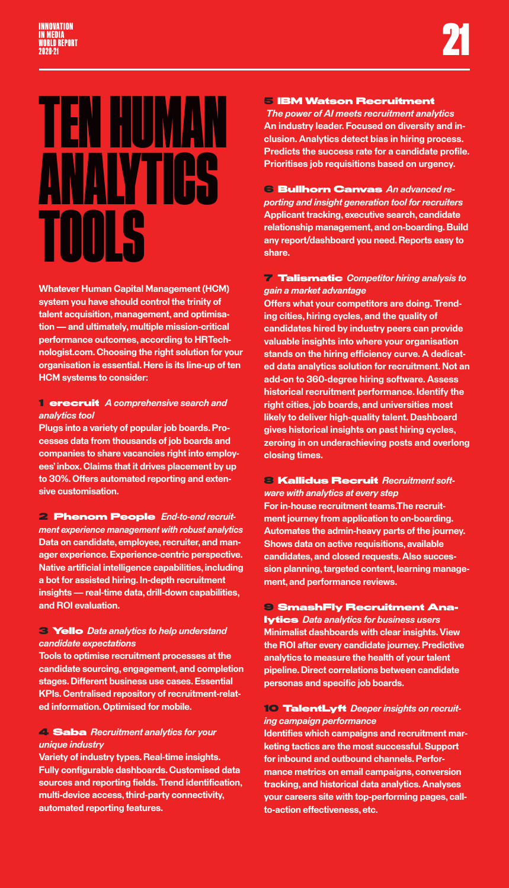# TEN HUMAN ANALYTICS TOOLS

**Whatever Human Capital Management (HCM) system you have should control the trinity of talent acquisition, management, and optimisation — and ultimately, multiple mission-critical performance outcomes, according to HRTechnologist.com. Choosing the right solution for your organisation is essential. Here is its line-up of ten HCM systems to consider:**

### 1 erecruit *A comprehensive search and analytics tool*

**Plugs into a variety of popular job boards. Processes data from thousands of job boards and companies to share vacancies right into employees' inbox. Claims that it drives placement by up to 30%. Offers automated reporting and extensive customisation.**

### 2 Phenom People *End-to-end recruitment experience management with robust analytics*

**Data on candidate, employee, recruiter, and manager experience. Experience-centric perspective. Native artificial intelligence capabilities, including a bot for assisted hiring. In-depth recruitment insights — real-time data, drill-down capabilities, and ROI evaluation.**

### 3 Yello *Data analytics to help understand candidate expectations*

**Tools to optimise recruitment processes at the candidate sourcing, engagement, and completion stages. Different business use cases. Essential KPIs. Centralised repository of recruitment-related information. Optimised for mobile.**

### 4 Saba *Recruitment analytics for your unique industry*

**Variety of industry types. Real-time insights. Fully configurable dashboards. Customised data sources and reporting fields. Trend identification, multi-device access, third-party connectivity, automated reporting features.**

### 5 IBM Watson Recruitment *The power of AI meets recruitment analytics*

**An industry leader. Focused on diversity and inclusion. Analytics detect bias in hiring process. Predicts the success rate for a candidate profile. Prioritises job requisitions based on urgency.**

### 6 Bullhorn Canvas *An advanced reporting and insight generation tool for recruiters*

**Applicant tracking, executive search, candidate relationship management, and on-boarding. Build any report/dashboard you need. Reports easy to share.**

### 7 Talismatic *Competitor hiring analysis to gain a market advantage*

**Offers what your competitors are doing. Trending cities, hiring cycles, and the quality of candidates hired by industry peers can provide valuable insights into where your organisation stands on the hiring efficiency curve. A dedicated data analytics solution for recruitment. Not an add-on to 360-degree hiring software. Assess historical recruitment performance. Identify the right cities, job boards, and universities most likely to deliver high-quality talent. Dashboard gives historical insights on past hiring cycles, zeroing in on underachieving posts and overlong closing times.**

### 8 Kallidus Recruit *Recruitment software with analytics at every step*

**For in-house recruitment teams.The recruitment journey from application to on-boarding. Automates the admin-heavy parts of the journey. Shows data on active requisitions, available candidates, and closed requests. Also succession planning, targeted content, learning management, and performance reviews.**

### 9 SmashFly Recruitment Analytics *Data analytics for business users*

**Minimalist dashboards with clear insights. View the ROI after every candidate journey. Predictive analytics to measure the health of your talent pipeline. Direct correlations between candidate personas and specific job boards.**

### 10 TalentLyft *Deeper insights on recruiting campaign performance*

**Identifies which campaigns and recruitment marketing tactics are the most successful. Support for inbound and outbound channels. Performance metrics on email campaigns, conversion tracking, and historical data analytics. Analyses your careers site with top-performing pages, call-to-action effectiveness, etc.**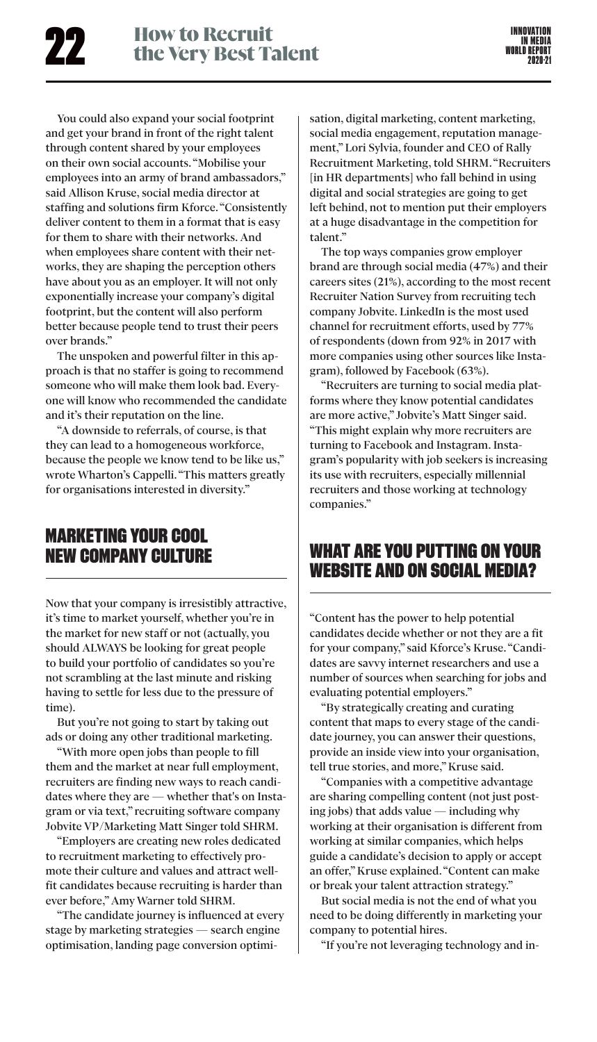You could also expand your social footprint and get your brand in front of the right talent through content shared by your employees on their own social accounts. "Mobilise your employees into an army of brand ambassadors," said Allison Kruse, social media director at staffing and solutions firm Kforce. "Consistently deliver content to them in a format that is easy for them to share with their networks. And when employees share content with their networks, they are shaping the perception others have about you as an employer. It will not only exponentially increase your company's digital footprint, but the content will also perform better because people tend to trust their peers over brands."

The unspoken and powerful filter in this approach is that no staffer is going to recommend someone who will make them look bad. Everyone will know who recommended the candidate and it's their reputation on the line.

"A downside to referrals, of course, is that they can lead to a homogeneous workforce, because the people we know tend to be like us," wrote Wharton's Cappelli. "This matters greatly for organisations interested in diversity."

## MARKETING YOUR COOL NEW COMPANY CULTURE

Now that your company is irresistibly attractive, it's time to market yourself, whether you're in the market for new staff or not (actually, you should ALWAYS be looking for great people to build your portfolio of candidates so you're not scrambling at the last minute and risking having to settle for less due to the pressure of time).

But you're not going to start by taking out ads or doing any other traditional marketing.

"With more open jobs than people to fill them and the market at near full employment, recruiters are finding new ways to reach candidates where they are — whether that's on Instagram or via text," recruiting software company Jobvite VP/Marketing Matt Singer told SHRM.

"Employers are creating new roles dedicated to recruitment marketing to effectively promote their culture and values and attract well-fit candidates because recruiting is harder than ever before," Amy Warner told SHRM.

"The candidate journey is influenced at every stage by marketing strategies — search engine optimisation, landing page conversion optimisation, digital marketing, content marketing, social media engagement, reputation management," Lori Sylvia, founder and CEO of Rally Recruitment Marketing, told SHRM. "Recruiters [in HR departments] who fall behind in using digital and social strategies are going to get left behind, not to mention put their employers at a huge disadvantage in the competition for talent."

The top ways companies grow employer brand are through social media (47%) and their careers sites (21%), according to the most recent Recruiter Nation Survey from recruiting tech company Jobvite. LinkedIn is the most used channel for recruitment efforts, used by 77% of respondents (down from 92% in 2017 with more companies using other sources like Instagram), followed by Facebook (63%).

"Recruiters are turning to social media platforms where they know potential candidates are more active," Jobvite's Matt Singer said. "This might explain why more recruiters are turning to Facebook and Instagram. Instagram's popularity with job seekers is increasing its use with recruiters, especially millennial recruiters and those working at technology companies."

## WHAT ARE YOU PUTTING ON YOUR WEBSITE AND ON SOCIAL MEDIA?

"Content has the power to help potential candidates decide whether or not they are a fit for your company," said Kforce's Kruse. "Candidates are savvy internet researchers and use a number of sources when searching for jobs and evaluating potential employers."

"By strategically creating and curating content that maps to every stage of the candidate journey, you can answer their questions, provide an inside view into your organisation, tell true stories, and more," Kruse said.

"Companies with a competitive advantage are sharing compelling content (not just posting jobs) that adds value — including why working at their organisation is different from working at similar companies, which helps guide a candidate's decision to apply or accept an offer," Kruse explained. "Content can make or break your talent attraction strategy."

But social media is not the end of what you need to be doing differently in marketing your company to potential hires.

"If you're not leveraging technology and in-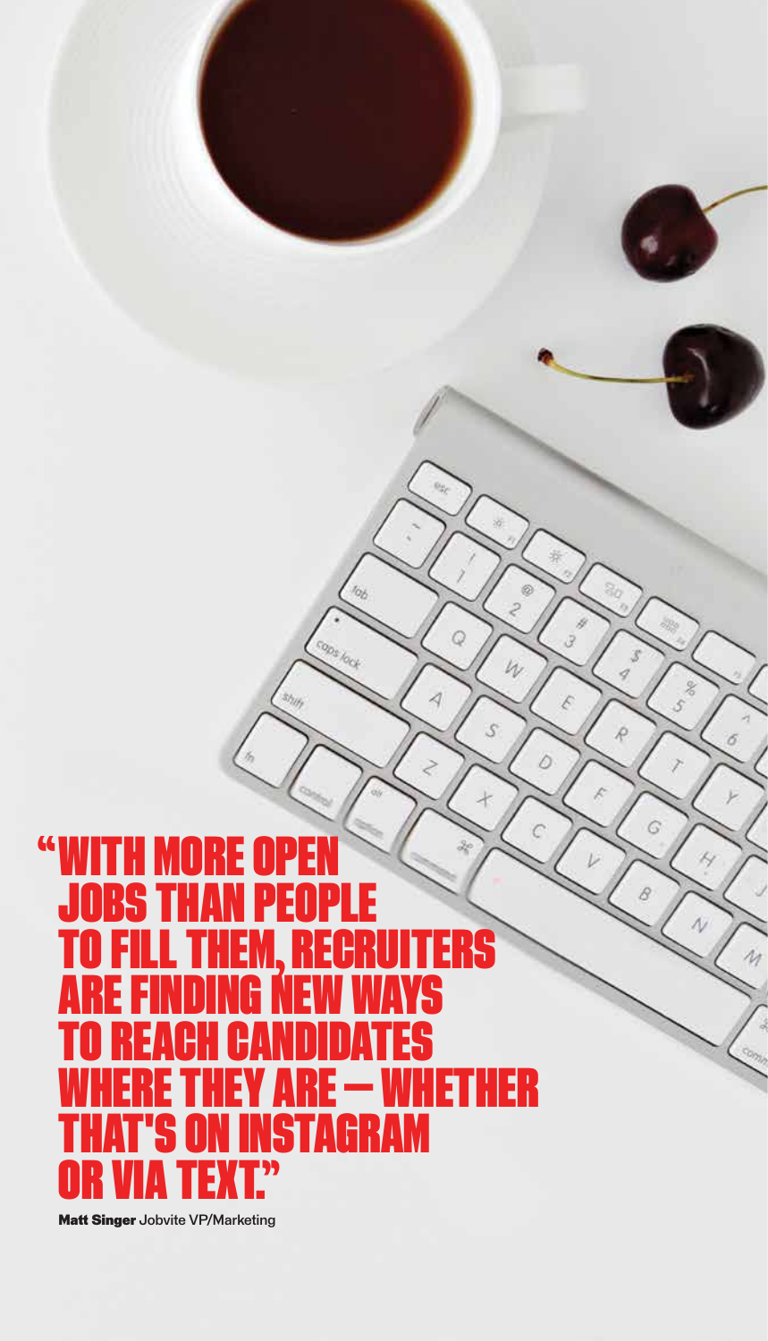# "WITH MORE OPEN JOBS THAN PEOPLE TO FILL THEM, RECRUITERS ARE FINDING NEW WAYS TO REACH CANDIDATES WHERE THEY ARE — WHETHER THAT'S ON INSTAGRAM OR VIA TEXT."

**Matt Singer** Jobvite VP/Marketing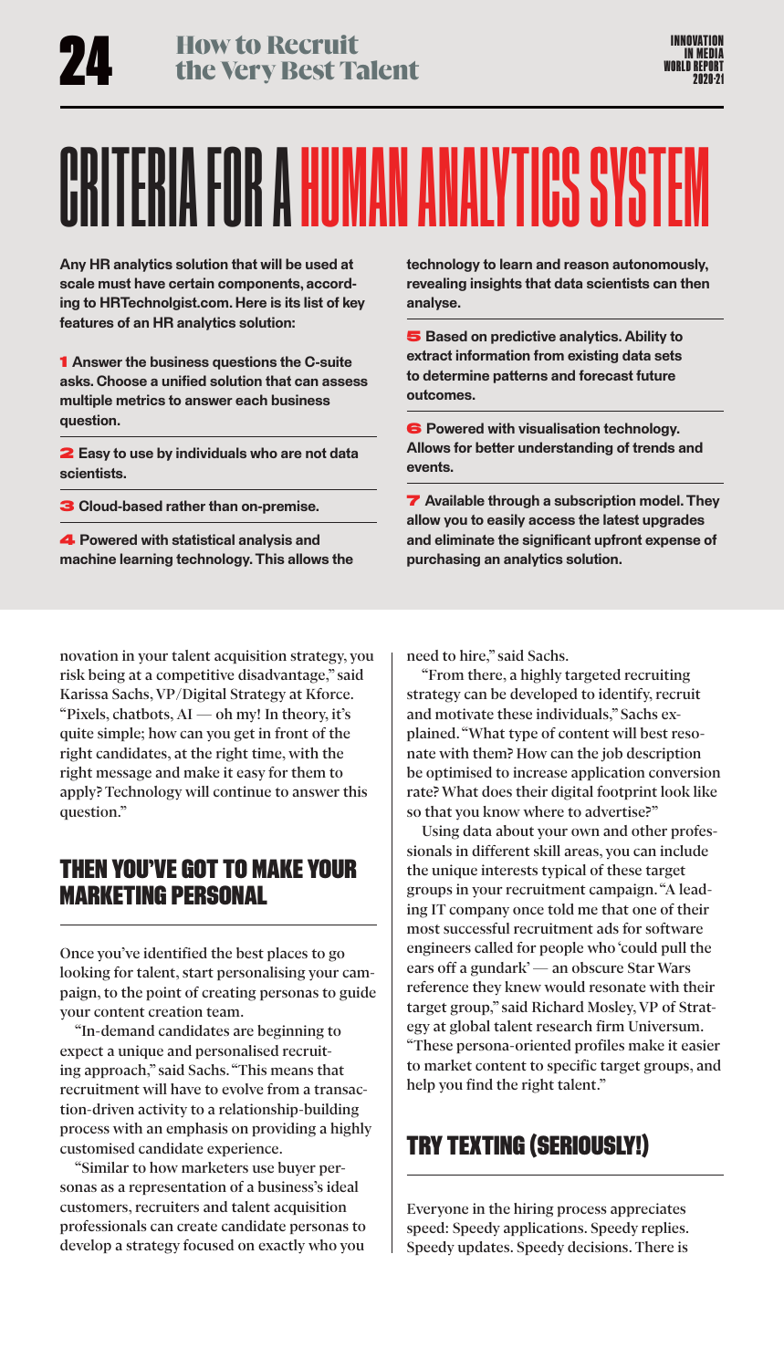# CRITERIA FOR A HUMAN ANALYTICS SYSTEM

**Any HR analytics solution that will be used at scale must have certain components, according to HRTechnolgist.com. Here is its list of key features of an HR analytics solution:**

**1 Answer the business questions the C-suite asks. Choose a unified solution that can assess multiple metrics to answer each business question.**

**2 Easy to use by individuals who are not data scientists.**

**3 Cloud-based rather than on-premise.**

**4 Powered with statistical analysis and machine learning technology. This allows the technology to learn and reason autonomously, revealing insights that data scientists can then analyse.**

**5 Based on predictive analytics. Ability to extract information from existing data sets to determine patterns and forecast future outcomes.**

**6 Powered with visualisation technology. Allows for better understanding of trends and events.**

**7 Available through a subscription model. They allow you to easily access the latest upgrades and eliminate the significant upfront expense of purchasing an analytics solution.**

novation in your talent acquisition strategy, you risk being at a competitive disadvantage," said Karissa Sachs, VP/Digital Strategy at Kforce. "Pixels, chatbots, AI — oh my! In theory, it's quite simple; how can you get in front of the right candidates, at the right time, with the right message and make it easy for them to apply? Technology will continue to answer this question."

## THEN YOU'VE GOT TO MAKE YOUR MARKETING PERSONAL

Once you've identified the best places to go looking for talent, start personalising your campaign, to the point of creating personas to guide your content creation team.

"In-demand candidates are beginning to expect a unique and personalised recruiting approach," said Sachs. "This means that recruitment will have to evolve from a transaction-driven activity to a relationship-building process with an emphasis on providing a highly customised candidate experience.

"Similar to how marketers use buyer personas as a representation of a business's ideal customers, recruiters and talent acquisition professionals can create candidate personas to develop a strategy focused on exactly who you need to hire," said Sachs.

"From there, a highly targeted recruiting strategy can be developed to identify, recruit and motivate these individuals," Sachs explained. "What type of content will best resonate with them? How can the job description be optimised to increase application conversion rate? What does their digital footprint look like so that you know where to advertise?"

Using data about your own and other professionals in different skill areas, you can include the unique interests typical of these target groups in your recruitment campaign. "A leading IT company once told me that one of their most successful recruitment ads for software engineers called for people who 'could pull the ears off a gundark' — an obscure Star Wars reference they knew would resonate with their target group," said Richard Mosley, VP of Strategy at global talent research firm Universum. "These persona-oriented profiles make it easier to market content to specific target groups, and help you find the right talent."

## TRY TEXTING (SERIOUSLY!)

Everyone in the hiring process appreciates speed: Speedy applications. Speedy replies. Speedy updates. Speedy decisions. There is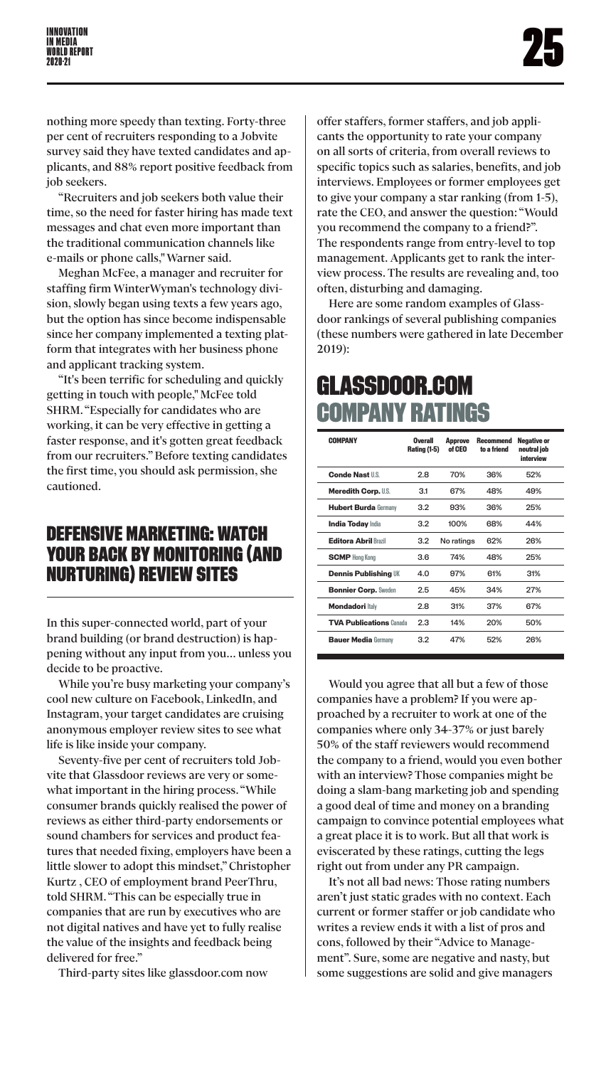nothing more speedy than texting. Forty-three per cent of recruiters responding to a Jobvite survey said they have texted candidates and applicants, and 88% report positive feedback from job seekers.

"Recruiters and job seekers both value their time, so the need for faster hiring has made text messages and chat even more important than the traditional communication channels like e-mails or phone calls," Warner said.

Meghan McFee, a manager and recruiter for staffing firm WinterWyman's technology division, slowly began using texts a few years ago, but the option has since become indispensable since her company implemented a texting platform that integrates with her business phone and applicant tracking system.

"It's been terrific for scheduling and quickly getting in touch with people," McFee told SHRM. "Especially for candidates who are working, it can be very effective in getting a faster response, and it's gotten great feedback from our recruiters." Before texting candidates the first time, you should ask permission, she cautioned.

## DEFENSIVE MARKETING: WATCH YOUR BACK BY MONITORING (AND NURTURING) REVIEW SITES

In this super-connected world, part of your brand building (or brand destruction) is happening without any input from you… unless you decide to be proactive.

While you're busy marketing your company's cool new culture on Facebook, LinkedIn, and Instagram, your target candidates are cruising anonymous employer review sites to see what life is like inside your company.

Seventy-five per cent of recruiters told Jobvite that Glassdoor reviews are very or somewhat important in the hiring process. "While consumer brands quickly realised the power of reviews as either third-party endorsements or sound chambers for services and product features that needed fixing, employers have been a little slower to adopt this mindset," Christopher Kurtz , CEO of employment brand PeerThru, told SHRM. "This can be especially true in companies that are run by executives who are not digital natives and have yet to fully realise the value of the insights and feedback being delivered for free."

Third-party sites like glassdoor.com now offer staffers, former staffers, and job applicants the opportunity to rate your company on all sorts of criteria, from overall reviews to specific topics such as salaries, benefits, and job interviews. Employees or former employees get to give your company a star ranking (from 1-5), rate the CEO, and answer the question: "Would you recommend the company to a friend?". The respondents range from entry-level to top management. Applicants get to rank the interview process. The results are revealing and, too often, disturbing and damaging.

Here are some random examples of Glassdoor rankings of several publishing companies (these numbers were gathered in late December 2019):

## GLASSDOOR.COM COMPANY RATINGS

| COMPANY | Overall Rating (1-5) | Approve of CEO | Recommend to a friend | Negative or neutral job interview |
|---|---|---|---|---|
| **Conde Nast** U.S. | 2.8 | 70% | 36% | 52% |
| **Meredith Corp.** U.S. | 3.1 | 67% | 48% | 49% |
| **Hubert Burda** Germany | 3.2 | 93% | 36% | 25% |
| **India Today** India | 3.2 | 100% | 68% | 44% |
| **Editora Abril** Brazil | 3.2 | No ratings | 62% | 26% |
| **SCMP** Hong Kong | 3.6 | 74% | 48% | 25% |
| **Dennis Publishing** UK | 4.0 | 97% | 61% | 31% |
| **Bonnier Corp.** Sweden | 2.5 | 45% | 34% | 27% |
| **Mondadori** Italy | 2.8 | 31% | 37% | 67% |
| **TVA Publications** Canada | 2.3 | 14% | 20% | 50% |
| **Bauer Media** Germany | 3.2 | 47% | 52% | 26% |

Would you agree that all but a few of those companies have a problem? If you were approached by a recruiter to work at one of the companies where only 34-37% or just barely 50% of the staff reviewers would recommend the company to a friend, would you even bother with an interview? Those companies might be doing a slam-bang marketing job and spending a good deal of time and money on a branding campaign to convince potential employees what a great place it is to work. But all that work is eviscerated by these ratings, cutting the legs right out from under any PR campaign.

It's not all bad news: Those rating numbers aren't just static grades with no context. Each current or former staffer or job candidate who writes a review ends it with a list of pros and cons, followed by their "Advice to Management". Sure, some are negative and nasty, but some suggestions are solid and give managers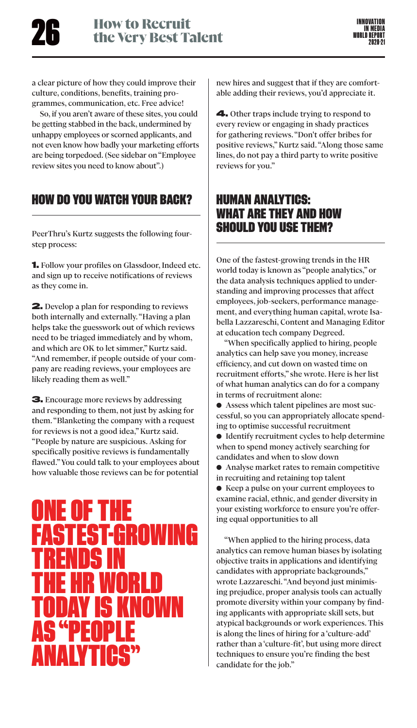a clear picture of how they could improve their culture, conditions, benefits, training programmes, communication, etc. Free advice!

So, if you aren't aware of these sites, you could be getting stabbed in the back, undermined by unhappy employees or scorned applicants, and not even know how badly your marketing efforts are being torpedoed. (See sidebar on "Employee review sites you need to know about".)

## HOW DO YOU WATCH YOUR BACK?

PeerThru's Kurtz suggests the following four-step process:

**1.** Follow your profiles on Glassdoor, Indeed etc. and sign up to receive notifications of reviews as they come in.

**2.** Develop a plan for responding to reviews both internally and externally. "Having a plan helps take the guesswork out of which reviews need to be triaged immediately and by whom, and which are OK to let simmer," Kurtz said. "And remember, if people outside of your company are reading reviews, your employees are likely reading them as well."

**3.** Encourage more reviews by addressing and responding to them, not just by asking for them. "Blanketing the company with a request for reviews is not a good idea," Kurtz said. "People by nature are suspicious. Asking for specifically positive reviews is fundamentally flawed." You could talk to your employees about how valuable those reviews can be for potential new hires and suggest that if they are comfortable adding their reviews, you'd appreciate it.

**4.** Other traps include trying to respond to every review or engaging in shady practices for gathering reviews. "Don't offer bribes for positive reviews," Kurtz said. "Along those same lines, do not pay a third party to write positive reviews for you."

> **ONE OF THE FASTEST-GROWING TRENDS IN THE HR WORLD TODAY IS KNOWN AS "PEOPLE ANALYTICS"**

## HUMAN ANALYTICS: WHAT ARE THEY AND HOW SHOULD YOU USE THEM?

One of the fastest-growing trends in the HR world today is known as "people analytics," or the data analysis techniques applied to understanding and improving processes that affect employees, job-seekers, performance management, and everything human capital, wrote Isabella Lazzareschi, Content and Managing Editor at education tech company Degreed.

"When specifically applied to hiring, people analytics can help save you money, increase efficiency, and cut down on wasted time on recruitment efforts," she wrote. Here is her list of what human analytics can do for a company in terms of recruitment alone:

- Assess which talent pipelines are most successful, so you can appropriately allocate spending to optimise successful recruitment
- Identify recruitment cycles to help determine when to spend money actively searching for candidates and when to slow down
- Analyse market rates to remain competitive in recruiting and retaining top talent
- Keep a pulse on your current employees to examine racial, ethnic, and gender diversity in your existing workforce to ensure you're offering equal opportunities to all

"When applied to the hiring process, data analytics can remove human biases by isolating objective traits in applications and identifying candidates with appropriate backgrounds," wrote Lazzareschi. "And beyond just minimising prejudice, proper analysis tools can actually promote diversity within your company by finding applicants with appropriate skill sets, but atypical backgrounds or work experiences. This is along the lines of hiring for a 'culture-add' rather than a 'culture-fit', but using more direct techniques to ensure you're finding the best candidate for the job."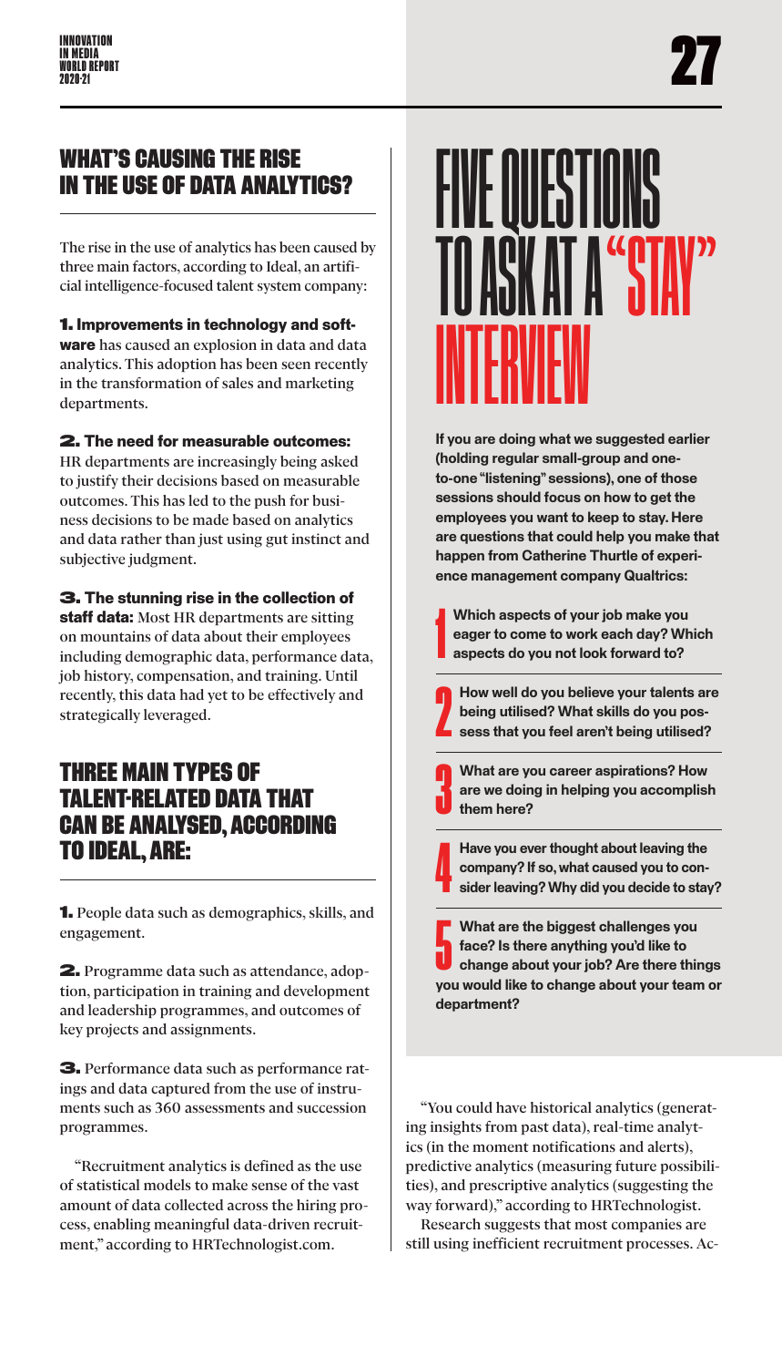## WHAT'S CAUSING THE RISE IN THE USE OF DATA ANALYTICS?

The rise in the use of analytics has been caused by three main factors, according to Ideal, an artificial intelligence-focused talent system company:

**1. Improvements in technology and software** has caused an explosion in data and data analytics. This adoption has been seen recently in the transformation of sales and marketing departments.

**2. The need for measurable outcomes:** HR departments are increasingly being asked to justify their decisions based on measurable outcomes. This has led to the push for business decisions to be made based on analytics and data rather than just using gut instinct and subjective judgment.

**3. The stunning rise in the collection of staff data:** Most HR departments are sitting on mountains of data about their employees including demographic data, performance data, job history, compensation, and training. Until recently, this data had yet to be effectively and strategically leveraged.

## THREE MAIN TYPES OF TALENT-RELATED DATA THAT CAN BE ANALYSED, ACCORDING TO IDEAL, ARE:

**1.** People data such as demographics, skills, and engagement.

**2.** Programme data such as attendance, adoption, participation in training and development and leadership programmes, and outcomes of key projects and assignments.

**3.** Performance data such as performance ratings and data captured from the use of instruments such as 360 assessments and succession programmes.

"Recruitment analytics is defined as the use of statistical models to make sense of the vast amount of data collected across the hiring process, enabling meaningful data-driven recruitment," according to HRTechnologist.com.

# FIVE QUESTIONS TO ASK AT A "STAY" INTERVIEW

**If you are doing what we suggested earlier (holding regular small-group and one-to-one "listening" sessions), one of those sessions should focus on how to get the employees you want to keep to stay. Here are questions that could help you make that happen from Catherine Thurtle of experience management company Qualtrics:**

1. **Which aspects of your job make you eager to come to work each day? Which aspects do you not look forward to?**
2. **How well do you believe your talents are being utilised? What skills do you possess that you feel aren't being utilised?**
3. **What are you career aspirations? How are we doing in helping you accomplish them here?**
4. **Have you ever thought about leaving the company? If so, what caused you to consider leaving? Why did you decide to stay?**
5. **What are the biggest challenges you face? Is there anything you'd like to change about your job? Are there things you would like to change about your team or department?**

"You could have historical analytics (generating insights from past data), real-time analytics (in the moment notifications and alerts), predictive analytics (measuring future possibilities), and prescriptive analytics (suggesting the way forward)," according to HRTechnologist.

Research suggests that most companies are still using inefficient recruitment processes. Ac-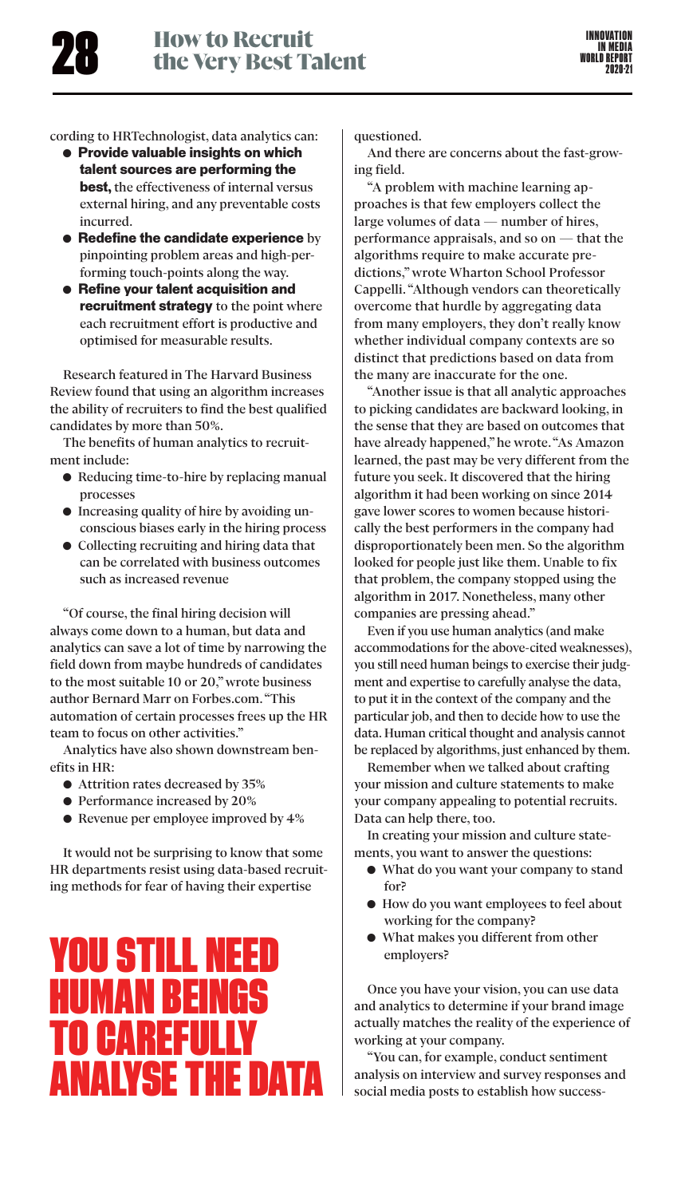cording to HRTechnologist, data analytics can:

- **Provide valuable insights on which talent sources are performing the best,** the effectiveness of internal versus external hiring, and any preventable costs incurred.
- **Redefine the candidate experience** by pinpointing problem areas and high-performing touch-points along the way.
- **Refine your talent acquisition and recruitment strategy** to the point where each recruitment effort is productive and optimised for measurable results.

Research featured in The Harvard Business Review found that using an algorithm increases the ability of recruiters to find the best qualified candidates by more than 50%.

The benefits of human analytics to recruitment include:

- Reducing time-to-hire by replacing manual processes
- Increasing quality of hire by avoiding unconscious biases early in the hiring process
- Collecting recruiting and hiring data that can be correlated with business outcomes such as increased revenue

"Of course, the final hiring decision will always come down to a human, but data and analytics can save a lot of time by narrowing the field down from maybe hundreds of candidates to the most suitable 10 or 20," wrote business author Bernard Marr on Forbes.com. "This automation of certain processes frees up the HR team to focus on other activities."

Analytics have also shown downstream benefits in HR:

- Attrition rates decreased by 35%
- Performance increased by 20%
- Revenue per employee improved by 4%

It would not be surprising to know that some HR departments resist using data-based recruiting methods for fear of having their expertise questioned.

## YOU STILL NEED HUMAN BEINGS TO CAREFULLY ANALYSE THE DATA

And there are concerns about the fast-growing field.

"A problem with machine learning approaches is that few employers collect the large volumes of data — number of hires, performance appraisals, and so on — that the algorithms require to make accurate predictions," wrote Wharton School Professor Cappelli. "Although vendors can theoretically overcome that hurdle by aggregating data from many employers, they don't really know whether individual company contexts are so distinct that predictions based on data from the many are inaccurate for the one.

"Another issue is that all analytic approaches to picking candidates are backward looking, in the sense that they are based on outcomes that have already happened," he wrote. "As Amazon learned, the past may be very different from the future you seek. It discovered that the hiring algorithm it had been working on since 2014 gave lower scores to women because historically the best performers in the company had disproportionately been men. So the algorithm looked for people just like them. Unable to fix that problem, the company stopped using the algorithm in 2017. Nonetheless, many other companies are pressing ahead."

Even if you use human analytics (and make accommodations for the above-cited weaknesses), you still need human beings to exercise their judgment and expertise to carefully analyse the data, to put it in the context of the company and the particular job, and then to decide how to use the data. Human critical thought and analysis cannot be replaced by algorithms, just enhanced by them.

Remember when we talked about crafting your mission and culture statements to make your company appealing to potential recruits. Data can help there, too.

In creating your mission and culture statements, you want to answer the questions:

- What do you want your company to stand for?
- How do you want employees to feel about working for the company?
- What makes you different from other employers?

Once you have your vision, you can use data and analytics to determine if your brand image actually matches the reality of the experience of working at your company.

"You can, for example, conduct sentiment analysis on interview and survey responses and social media posts to establish how success-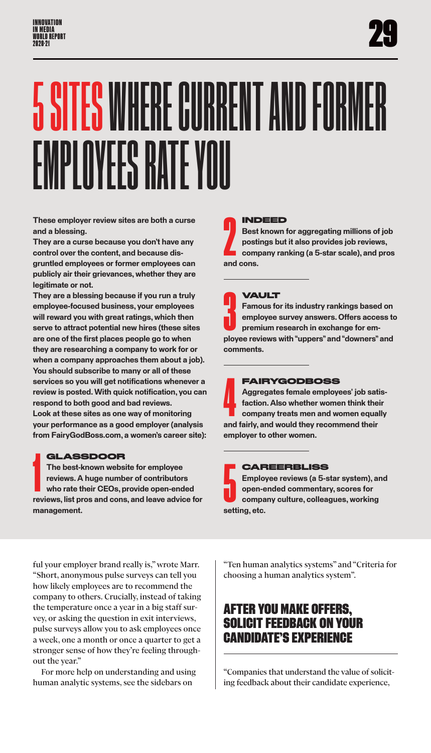# 5 SITES WHERE CURRENT AND FORMER EMPLOYEES RATE YOU

**These employer review sites are both a curse and a blessing.**

**They are a curse because you don't have any control over the content, and because disgruntled employees or former employees can publicly air their grievances, whether they are legitimate or not.**

**They are a blessing because if you run a truly employee-focused business, your employees will reward you with great ratings, which then serve to attract potential new hires (these sites are one of the first places people go to when they are researching a company to work for or when a company approaches them about a job). You should subscribe to many or all of these services so you will get notifications whenever a review is posted. With quick notification, you can respond to both good and bad reviews.**

**Look at these sites as one way of monitoring your performance as a good employer (analysis from FairyGodBoss.com, a women's career site):**

### 1 GLASSDOOR

**The best-known website for employee reviews. A huge number of contributors who rate their CEOs, provide open-ended reviews, list pros and cons, and leave advice for management.**

### 2 INDEED

**Best known for aggregating millions of job postings but it also provides job reviews, company ranking (a 5-star scale), and pros and cons.**

### 3 VAULT

**Famous for its industry rankings based on employee survey answers. Offers access to premium research in exchange for employee reviews with "uppers" and "downers" and comments.**

### 4 FAIRYGODBOSS

**Aggregates female employees' job satisfaction. Also whether women think their company treats men and women equally and fairly, and would they recommend their employer to other women.**

### 5 CAREERBLISS

**Employee reviews (a 5-star system), and open-ended commentary, scores for company culture, colleagues, working setting, etc.**

---

ful your employer brand really is," wrote Marr. "Short, anonymous pulse surveys can tell you how likely employees are to recommend the company to others. Crucially, instead of taking the temperature once a year in a big staff survey, or asking the question in exit interviews, pulse surveys allow you to ask employees once a week, one a month or once a quarter to get a stronger sense of how they're feeling throughout the year."

For more help on understanding and using human analytic systems, see the sidebars on "Ten human analytics systems" and "Criteria for choosing a human analytics system".

## AFTER YOU MAKE OFFERS, SOLICIT FEEDBACK ON YOUR CANDIDATE'S EXPERIENCE

"Companies that understand the value of soliciting feedback about their candidate experience,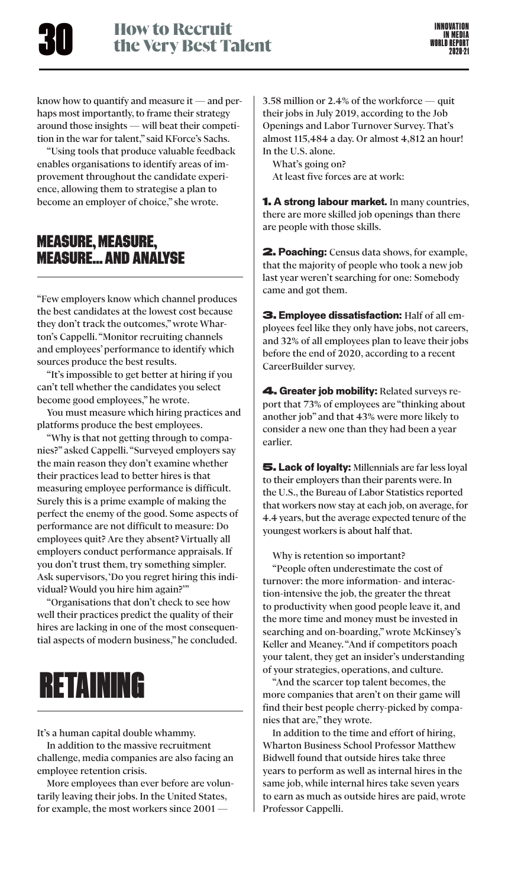know how to quantify and measure it — and perhaps most importantly, to frame their strategy around those insights — will beat their competition in the war for talent," said KForce's Sachs.

"Using tools that produce valuable feedback enables organisations to identify areas of improvement throughout the candidate experience, allowing them to strategise a plan to become an employer of choice," she wrote.

## MEASURE, MEASURE, MEASURE… AND ANALYSE

"Few employers know which channel produces the best candidates at the lowest cost because they don't track the outcomes," wrote Wharton's Cappelli. "Monitor recruiting channels and employees' performance to identify which sources produce the best results.

"It's impossible to get better at hiring if you can't tell whether the candidates you select become good employees," he wrote.

You must measure which hiring practices and platforms produce the best employees.

"Why is that not getting through to companies?" asked Cappelli. "Surveyed employers say the main reason they don't examine whether their practices lead to better hires is that measuring employee performance is difficult. Surely this is a prime example of making the perfect the enemy of the good. Some aspects of performance are not difficult to measure: Do employees quit? Are they absent? Virtually all employers conduct performance appraisals. If you don't trust them, try something simpler. Ask supervisors, 'Do you regret hiring this individual? Would you hire him again?'"

"Organisations that don't check to see how well their practices predict the quality of their hires are lacking in one of the most consequential aspects of modern business," he concluded.

# RETAINING

It's a human capital double whammy.

In addition to the massive recruitment challenge, media companies are also facing an employee retention crisis.

More employees than ever before are voluntarily leaving their jobs. In the United States, for example, the most workers since 2001 — 3.58 million or 2.4% of the workforce — quit their jobs in July 2019, according to the Job Openings and Labor Turnover Survey. That's almost 115,484 a day. Or almost 4,812 an hour! In the U.S. alone.

What's going on?

At least five forces are at work:

**1. A strong labour market.** In many countries, there are more skilled job openings than there are people with those skills.

**2. Poaching:** Census data shows, for example, that the majority of people who took a new job last year weren't searching for one: Somebody came and got them.

**3. Employee dissatisfaction:** Half of all employees feel like they only have jobs, not careers, and 32% of all employees plan to leave their jobs before the end of 2020, according to a recent CareerBuilder survey.

**4. Greater job mobility:** Related surveys report that 73% of employees are "thinking about another job" and that 43% were more likely to consider a new one than they had been a year earlier.

**5. Lack of loyalty:** Millennials are far less loyal to their employers than their parents were. In the U.S., the Bureau of Labor Statistics reported that workers now stay at each job, on average, for 4.4 years, but the average expected tenure of the youngest workers is about half that.

Why is retention so important?

"People often underestimate the cost of turnover: the more information- and interaction-intensive the job, the greater the threat to productivity when good people leave it, and the more time and money must be invested in searching and on-boarding," wrote McKinsey's Keller and Meaney. "And if competitors poach your talent, they get an insider's understanding of your strategies, operations, and culture.

"And the scarcer top talent becomes, the more companies that aren't on their game will find their best people cherry-picked by companies that are," they wrote.

In addition to the time and effort of hiring, Wharton Business School Professor Matthew Bidwell found that outside hires take three years to perform as well as internal hires in the same job, while internal hires take seven years to earn as much as outside hires are paid, wrote Professor Cappelli.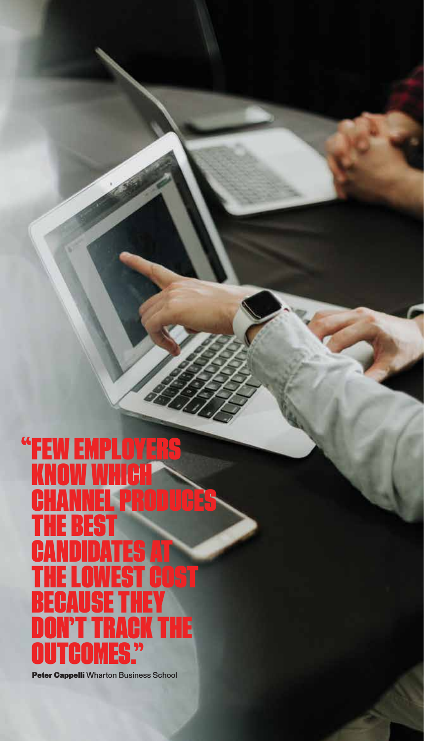> **"FEW EMPLOYERS KNOW WHICH CHANNEL PRODUCES THE BEST CANDIDATES AT THE LOWEST COST BECAUSE THEY DON'T TRACK THE OUTCOMES."**

**Peter Cappelli** Wharton Business School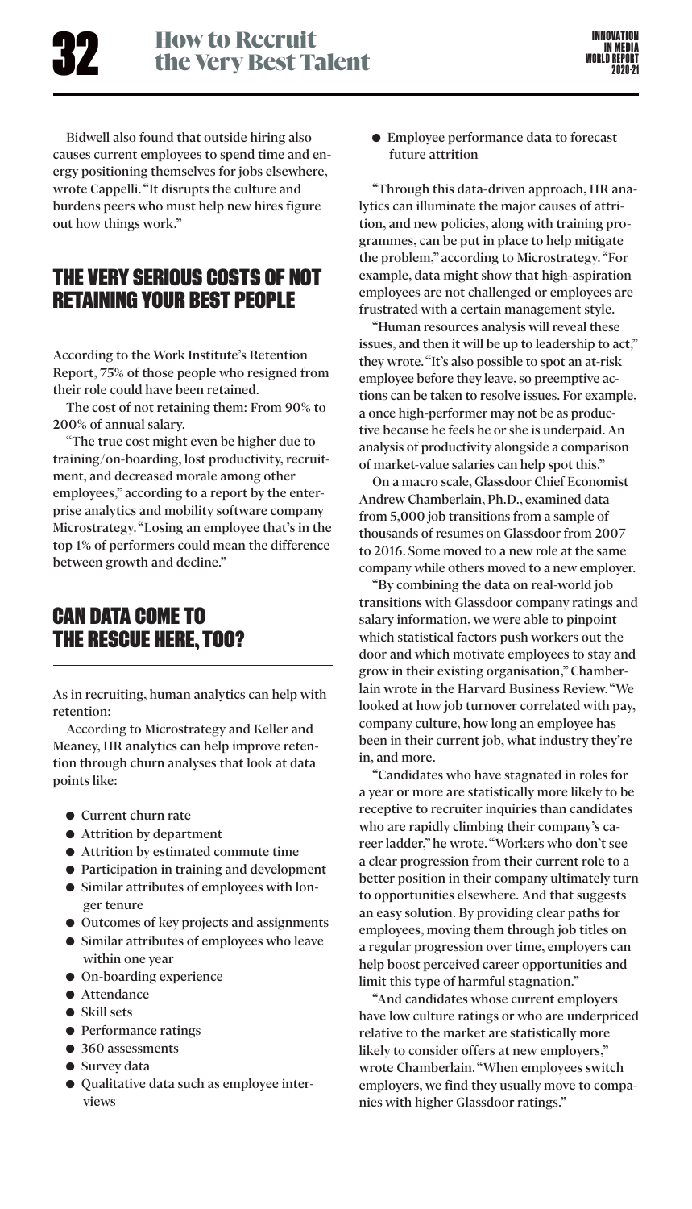Bidwell also found that outside hiring also causes current employees to spend time and energy positioning themselves for jobs elsewhere, wrote Cappelli. "It disrupts the culture and burdens peers who must help new hires figure out how things work."

## THE VERY SERIOUS COSTS OF NOT RETAINING YOUR BEST PEOPLE

According to the Work Institute's Retention Report, 75% of those people who resigned from their role could have been retained.

The cost of not retaining them: From 90% to 200% of annual salary.

"The true cost might even be higher due to training/on-boarding, lost productivity, recruitment, and decreased morale among other employees," according to a report by the enterprise analytics and mobility software company Microstrategy. "Losing an employee that's in the top 1% of performers could mean the difference between growth and decline."

## CAN DATA COME TO THE RESCUE HERE, TOO?

As in recruiting, human analytics can help with retention:

According to Microstrategy and Keller and Meaney, HR analytics can help improve retention through churn analyses that look at data points like:

- Current churn rate
- Attrition by department
- Attrition by estimated commute time
- Participation in training and development
- Similar attributes of employees with longer tenure
- Outcomes of key projects and assignments
- Similar attributes of employees who leave within one year
- On-boarding experience
- Attendance
- Skill sets
- Performance ratings
- 360 assessments
- Survey data
- Qualitative data such as employee interviews
- Employee performance data to forecast future attrition

"Through this data-driven approach, HR analytics can illuminate the major causes of attrition, and new policies, along with training programmes, can be put in place to help mitigate the problem," according to Microstrategy. "For example, data might show that high-aspiration employees are not challenged or employees are frustrated with a certain management style.

"Human resources analysis will reveal these issues, and then it will be up to leadership to act," they wrote. "It's also possible to spot an at-risk employee before they leave, so preemptive actions can be taken to resolve issues. For example, a once high-performer may not be as productive because he feels he or she is underpaid. An analysis of productivity alongside a comparison of market-value salaries can help spot this."

On a macro scale, Glassdoor Chief Economist Andrew Chamberlain, Ph.D., examined data from 5,000 job transitions from a sample of thousands of resumes on Glassdoor from 2007 to 2016. Some moved to a new role at the same company while others moved to a new employer.

"By combining the data on real-world job transitions with Glassdoor company ratings and salary information, we were able to pinpoint which statistical factors push workers out the door and which motivate employees to stay and grow in their existing organisation," Chamberlain wrote in the Harvard Business Review. "We looked at how job turnover correlated with pay, company culture, how long an employee has been in their current job, what industry they're in, and more.

"Candidates who have stagnated in roles for a year or more are statistically more likely to be receptive to recruiter inquiries than candidates who are rapidly climbing their company's career ladder," he wrote. "Workers who don't see a clear progression from their current role to a better position in their company ultimately turn to opportunities elsewhere. And that suggests an easy solution. By providing clear paths for employees, moving them through job titles on a regular progression over time, employers can help boost perceived career opportunities and limit this type of harmful stagnation."

"And candidates whose current employers have low culture ratings or who are underpriced relative to the market are statistically more likely to consider offers at new employers," wrote Chamberlain. "When employees switch employers, we find they usually move to companies with higher Glassdoor ratings."